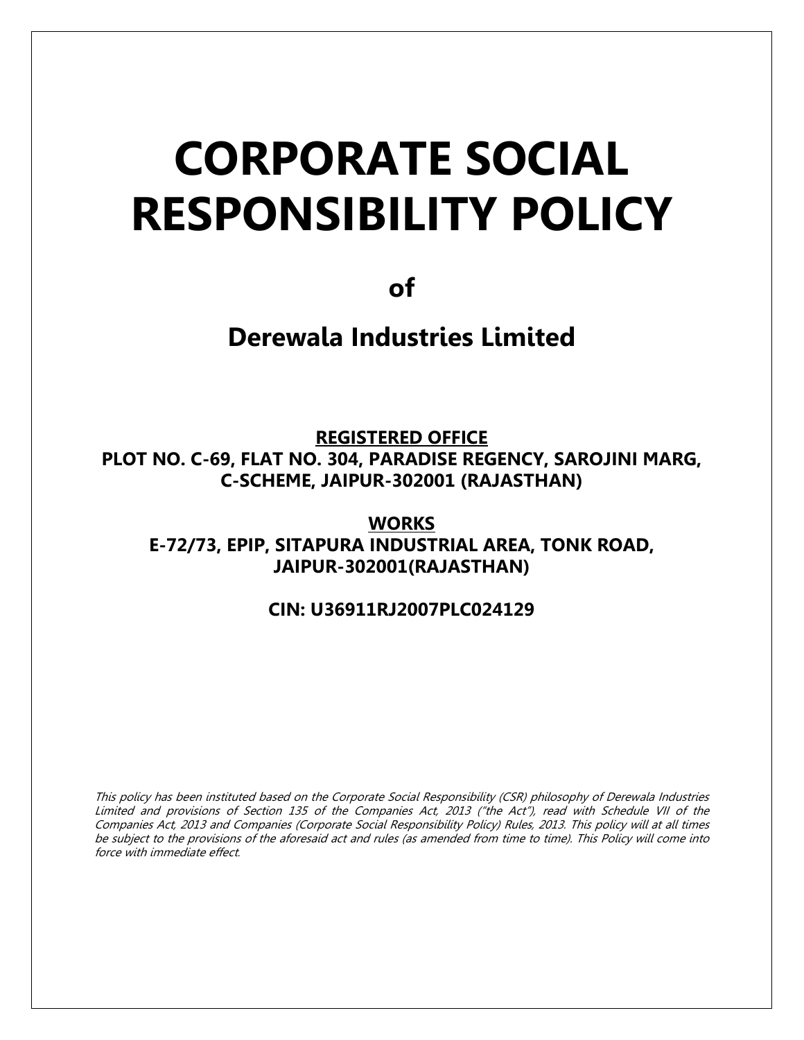# CORPORATE SOCIAL RESPONSIBILITY POLICY

**of**

## Derewala Industries Limited

**REGISTERED OFFICE**
**PLOT NO. C-69, FLAT NO. 304, PARADISE REGENCY, SAROJINI MARG, C-SCHEME, JAIPUR-302001 (RAJASTHAN)**

**WORKS**
**E-72/73, EPIP, SITAPURA INDUSTRIAL AREA, TONK ROAD, JAIPUR-302001(RAJASTHAN)**

**CIN: U36911RJ2007PLC024129**

*This policy has been instituted based on the Corporate Social Responsibility (CSR) philosophy of Derewala Industries Limited and provisions of Section 135 of the Companies Act, 2013 ("the Act"), read with Schedule VII of the Companies Act, 2013 and Companies (Corporate Social Responsibility Policy) Rules, 2013. This policy will at all times be subject to the provisions of the aforesaid act and rules (as amended from time to time). This Policy will come into force with immediate effect.*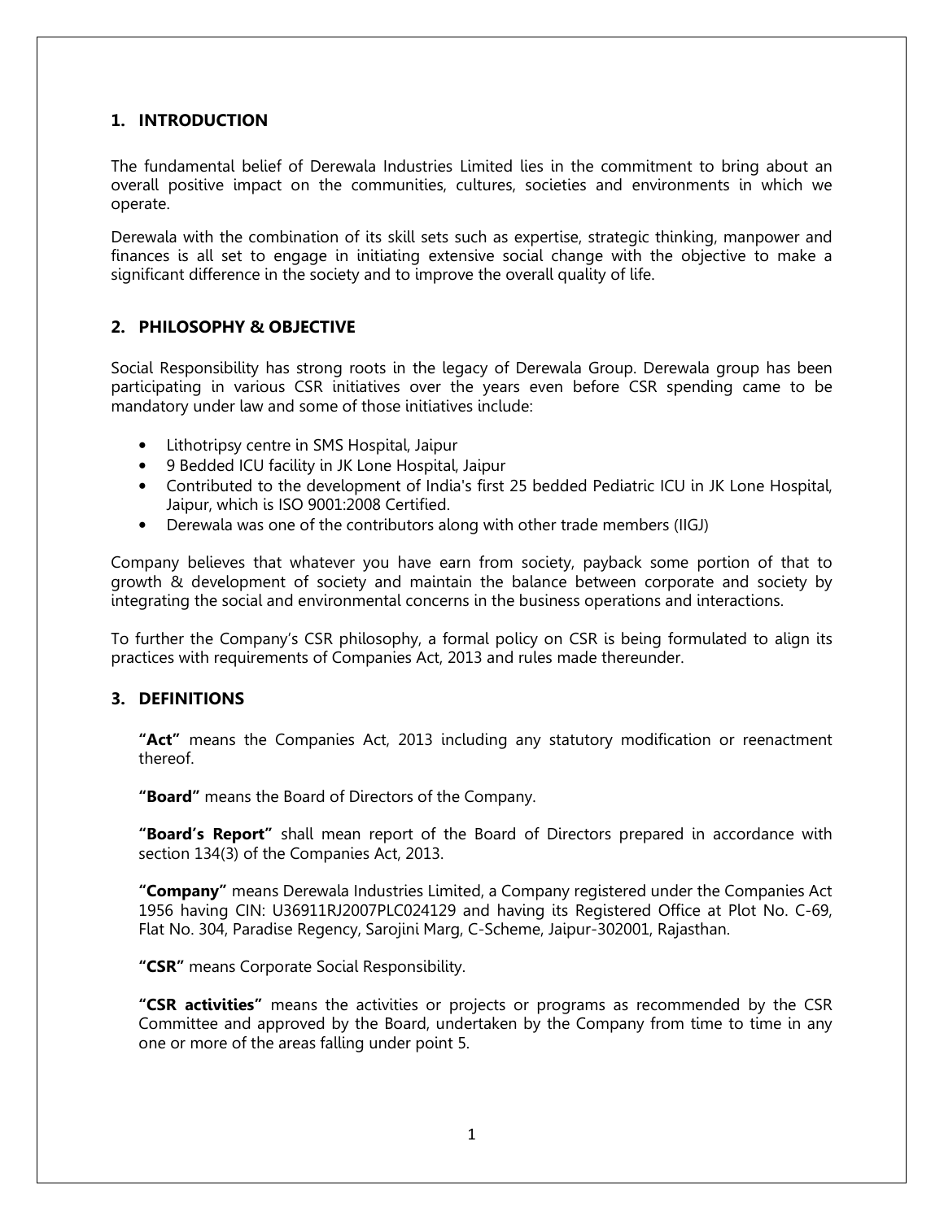## 1. INTRODUCTION

The fundamental belief of Derewala Industries Limited lies in the commitment to bring about an overall positive impact on the communities, cultures, societies and environments in which we operate.

Derewala with the combination of its skill sets such as expertise, strategic thinking, manpower and finances is all set to engage in initiating extensive social change with the objective to make a significant difference in the society and to improve the overall quality of life.

## 2. PHILOSOPHY & OBJECTIVE

Social Responsibility has strong roots in the legacy of Derewala Group. Derewala group has been participating in various CSR initiatives over the years even before CSR spending came to be mandatory under law and some of those initiatives include:

- Lithotripsy centre in SMS Hospital, Jaipur
- 9 Bedded ICU facility in JK Lone Hospital, Jaipur
- Contributed to the development of India's first 25 bedded Pediatric ICU in JK Lone Hospital, Jaipur, which is ISO 9001:2008 Certified.
- Derewala was one of the contributors along with other trade members (IIGJ)

Company believes that whatever you have earn from society, payback some portion of that to growth & development of society and maintain the balance between corporate and society by integrating the social and environmental concerns in the business operations and interactions.

To further the Company's CSR philosophy, a formal policy on CSR is being formulated to align its practices with requirements of Companies Act, 2013 and rules made thereunder.

## 3. DEFINITIONS

**"Act"** means the Companies Act, 2013 including any statutory modification or reenactment thereof.

**"Board"** means the Board of Directors of the Company.

**"Board's Report"** shall mean report of the Board of Directors prepared in accordance with section 134(3) of the Companies Act, 2013.

**"Company"** means Derewala Industries Limited, a Company registered under the Companies Act 1956 having CIN: U36911RJ2007PLC024129 and having its Registered Office at Plot No. C-69, Flat No. 304, Paradise Regency, Sarojini Marg, C-Scheme, Jaipur-302001, Rajasthan.

**"CSR"** means Corporate Social Responsibility.

**"CSR activities"** means the activities or projects or programs as recommended by the CSR Committee and approved by the Board, undertaken by the Company from time to time in any one or more of the areas falling under point 5.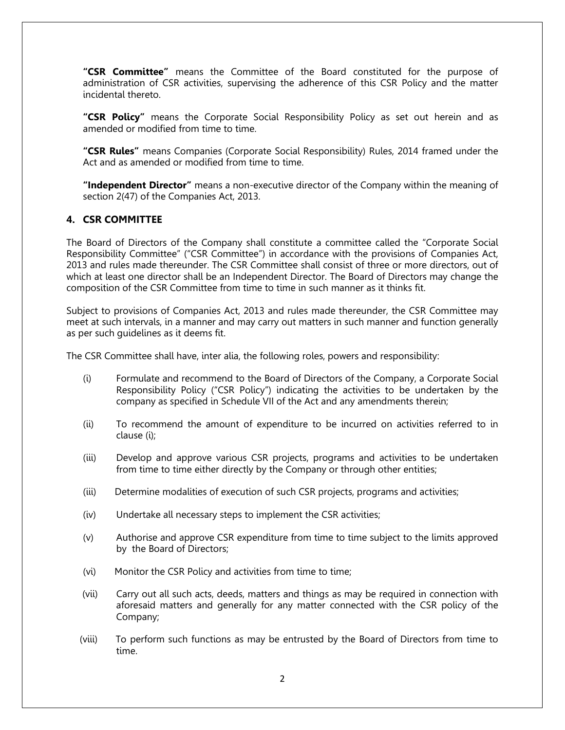**"CSR Committee"** means the Committee of the Board constituted for the purpose of administration of CSR activities, supervising the adherence of this CSR Policy and the matter incidental thereto.

**"CSR Policy"** means the Corporate Social Responsibility Policy as set out herein and as amended or modified from time to time.

**"CSR Rules"** means Companies (Corporate Social Responsibility) Rules, 2014 framed under the Act and as amended or modified from time to time.

**"Independent Director"** means a non-executive director of the Company within the meaning of section 2(47) of the Companies Act, 2013.

## 4. CSR COMMITTEE

The Board of Directors of the Company shall constitute a committee called the "Corporate Social Responsibility Committee" ("CSR Committee") in accordance with the provisions of Companies Act, 2013 and rules made thereunder. The CSR Committee shall consist of three or more directors, out of which at least one director shall be an Independent Director. The Board of Directors may change the composition of the CSR Committee from time to time in such manner as it thinks fit.

Subject to provisions of Companies Act, 2013 and rules made thereunder, the CSR Committee may meet at such intervals, in a manner and may carry out matters in such manner and function generally as per such guidelines as it deems fit.

The CSR Committee shall have, inter alia, the following roles, powers and responsibility:

(i) Formulate and recommend to the Board of Directors of the Company, a Corporate Social Responsibility Policy ("CSR Policy") indicating the activities to be undertaken by the company as specified in Schedule VII of the Act and any amendments therein;

(ii) To recommend the amount of expenditure to be incurred on activities referred to in clause (i);

(iii) Develop and approve various CSR projects, programs and activities to be undertaken from time to time either directly by the Company or through other entities;

(iii) Determine modalities of execution of such CSR projects, programs and activities;

(iv) Undertake all necessary steps to implement the CSR activities;

(v) Authorise and approve CSR expenditure from time to time subject to the limits approved by the Board of Directors;

(vi) Monitor the CSR Policy and activities from time to time;

(vii) Carry out all such acts, deeds, matters and things as may be required in connection with aforesaid matters and generally for any matter connected with the CSR policy of the Company;

(viii) To perform such functions as may be entrusted by the Board of Directors from time to time.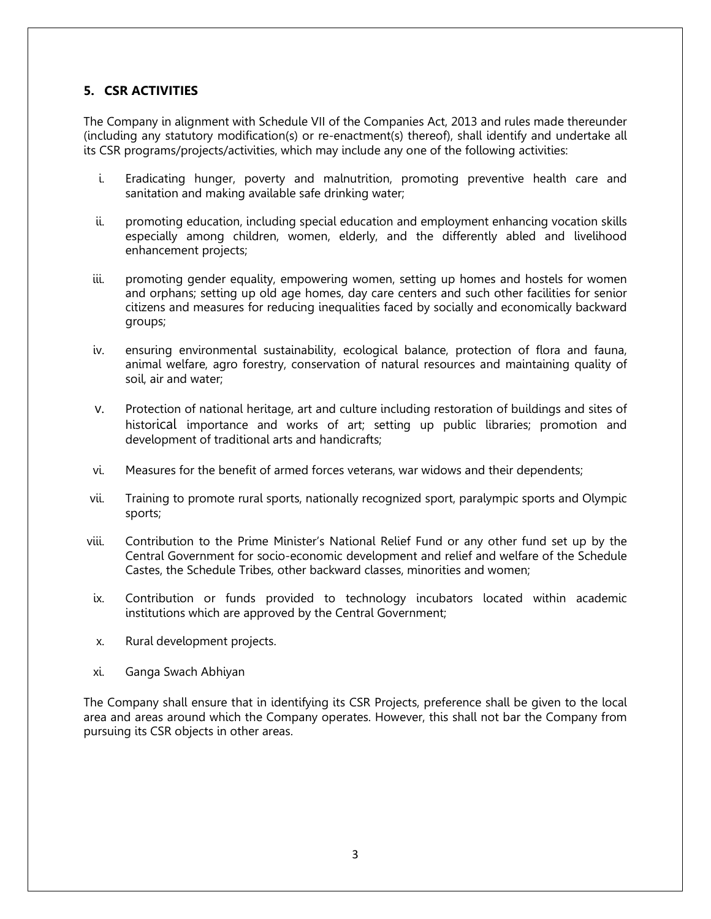## 5. CSR ACTIVITIES

The Company in alignment with Schedule VII of the Companies Act, 2013 and rules made thereunder (including any statutory modification(s) or re-enactment(s) thereof), shall identify and undertake all its CSR programs/projects/activities, which may include any one of the following activities:

i. Eradicating hunger, poverty and malnutrition, promoting preventive health care and sanitation and making available safe drinking water;

ii. promoting education, including special education and employment enhancing vocation skills especially among children, women, elderly, and the differently abled and livelihood enhancement projects;

iii. promoting gender equality, empowering women, setting up homes and hostels for women and orphans; setting up old age homes, day care centers and such other facilities for senior citizens and measures for reducing inequalities faced by socially and economically backward groups;

iv. ensuring environmental sustainability, ecological balance, protection of flora and fauna, animal welfare, agro forestry, conservation of natural resources and maintaining quality of soil, air and water;

v. Protection of national heritage, art and culture including restoration of buildings and sites of historical importance and works of art; setting up public libraries; promotion and development of traditional arts and handicrafts;

vi. Measures for the benefit of armed forces veterans, war widows and their dependents;

vii. Training to promote rural sports, nationally recognized sport, paralympic sports and Olympic sports;

viii. Contribution to the Prime Minister's National Relief Fund or any other fund set up by the Central Government for socio-economic development and relief and welfare of the Schedule Castes, the Schedule Tribes, other backward classes, minorities and women;

ix. Contribution or funds provided to technology incubators located within academic institutions which are approved by the Central Government;

x. Rural development projects.

xi. Ganga Swach Abhiyan

The Company shall ensure that in identifying its CSR Projects, preference shall be given to the local area and areas around which the Company operates. However, this shall not bar the Company from pursuing its CSR objects in other areas.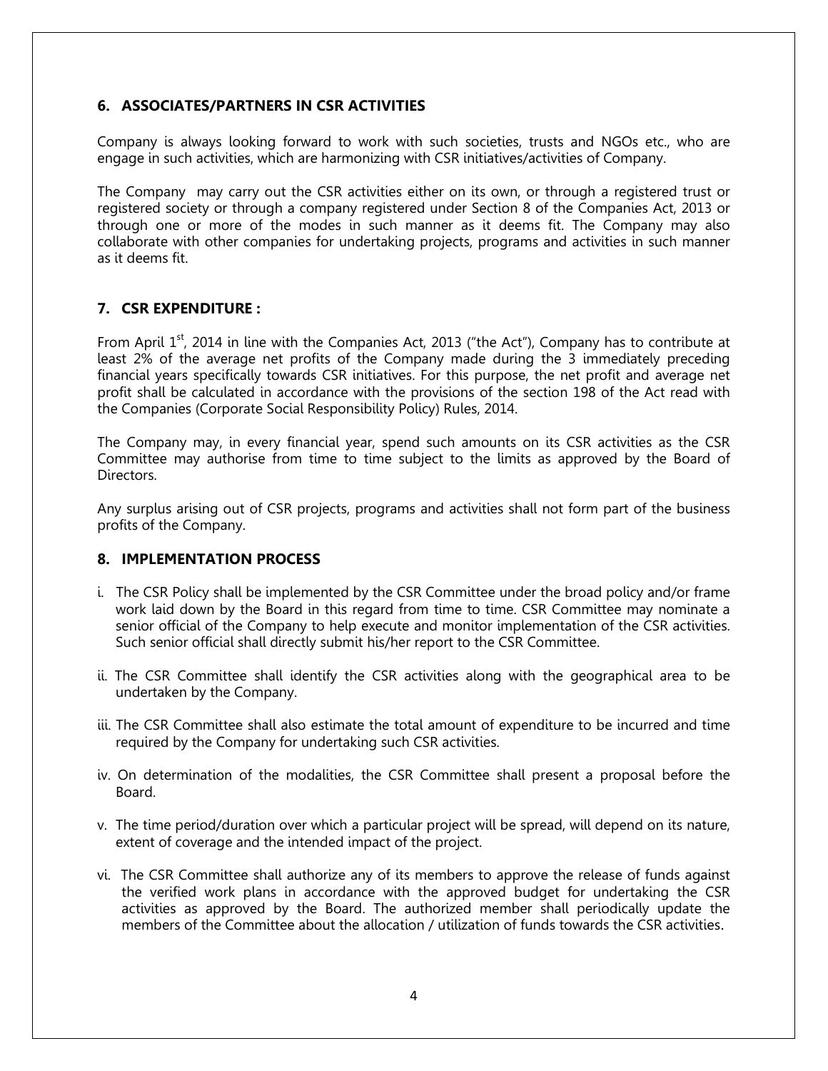## 6. ASSOCIATES/PARTNERS IN CSR ACTIVITIES

Company is always looking forward to work with such societies, trusts and NGOs etc., who are engage in such activities, which are harmonizing with CSR initiatives/activities of Company.

The Company may carry out the CSR activities either on its own, or through a registered trust or registered society or through a company registered under Section 8 of the Companies Act, 2013 or through one or more of the modes in such manner as it deems fit. The Company may also collaborate with other companies for undertaking projects, programs and activities in such manner as it deems fit.

## 7. CSR EXPENDITURE :

From April 1st, 2014 in line with the Companies Act, 2013 ("the Act"), Company has to contribute at least 2% of the average net profits of the Company made during the 3 immediately preceding financial years specifically towards CSR initiatives. For this purpose, the net profit and average net profit shall be calculated in accordance with the provisions of the section 198 of the Act read with the Companies (Corporate Social Responsibility Policy) Rules, 2014.

The Company may, in every financial year, spend such amounts on its CSR activities as the CSR Committee may authorise from time to time subject to the limits as approved by the Board of Directors.

Any surplus arising out of CSR projects, programs and activities shall not form part of the business profits of the Company.

## 8. IMPLEMENTATION PROCESS

i. The CSR Policy shall be implemented by the CSR Committee under the broad policy and/or frame work laid down by the Board in this regard from time to time. CSR Committee may nominate a senior official of the Company to help execute and monitor implementation of the CSR activities. Such senior official shall directly submit his/her report to the CSR Committee.

ii. The CSR Committee shall identify the CSR activities along with the geographical area to be undertaken by the Company.

iii. The CSR Committee shall also estimate the total amount of expenditure to be incurred and time required by the Company for undertaking such CSR activities.

iv. On determination of the modalities, the CSR Committee shall present a proposal before the Board.

v. The time period/duration over which a particular project will be spread, will depend on its nature, extent of coverage and the intended impact of the project.

vi. The CSR Committee shall authorize any of its members to approve the release of funds against the verified work plans in accordance with the approved budget for undertaking the CSR activities as approved by the Board. The authorized member shall periodically update the members of the Committee about the allocation / utilization of funds towards the CSR activities.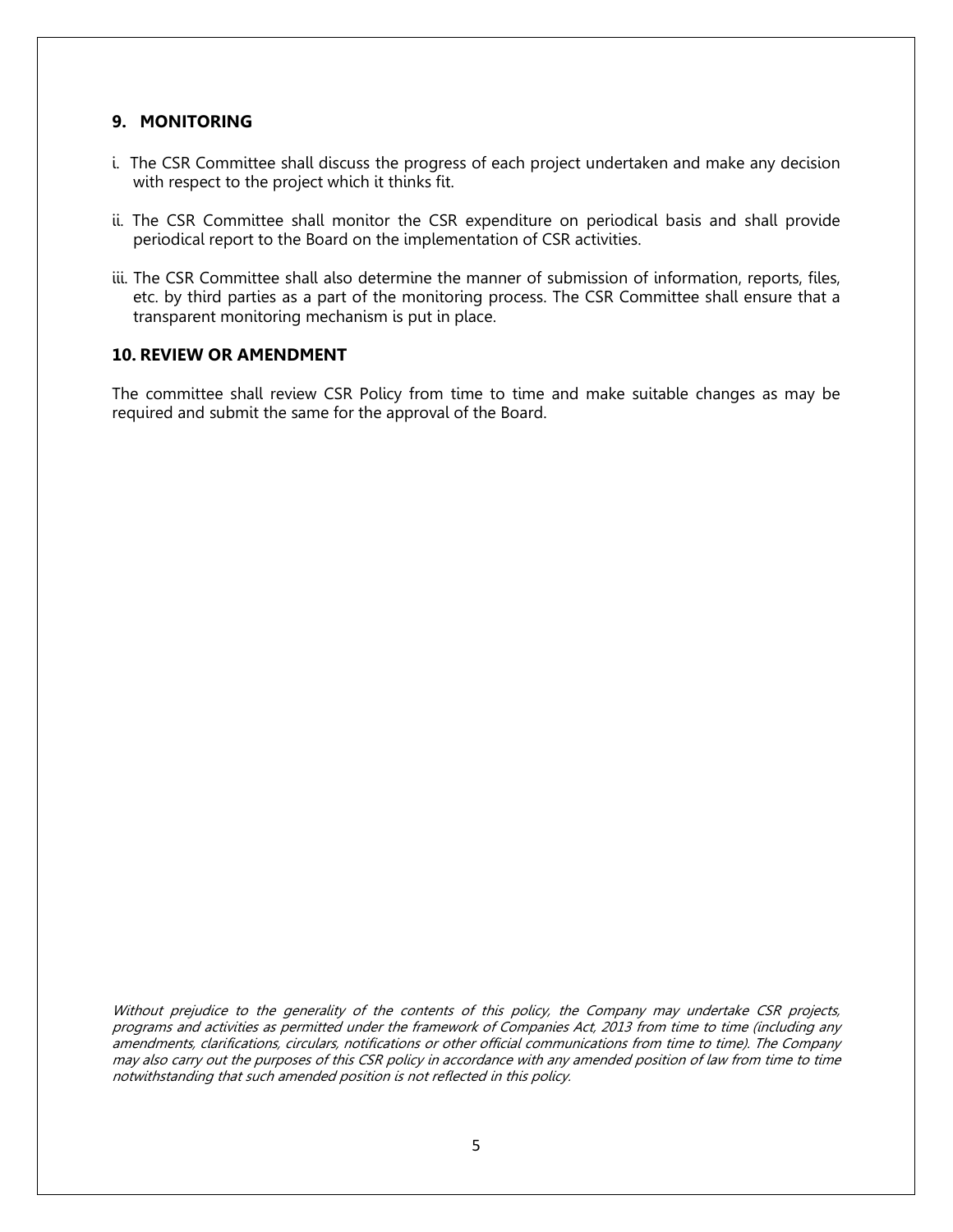## 9. MONITORING

i. The CSR Committee shall discuss the progress of each project undertaken and make any decision with respect to the project which it thinks fit.

ii. The CSR Committee shall monitor the CSR expenditure on periodical basis and shall provide periodical report to the Board on the implementation of CSR activities.

iii. The CSR Committee shall also determine the manner of submission of information, reports, files, etc. by third parties as a part of the monitoring process. The CSR Committee shall ensure that a transparent monitoring mechanism is put in place.

## 10. REVIEW OR AMENDMENT

The committee shall review CSR Policy from time to time and make suitable changes as may be required and submit the same for the approval of the Board.

*Without prejudice to the generality of the contents of this policy, the Company may undertake CSR projects, programs and activities as permitted under the framework of Companies Act, 2013 from time to time (including any amendments, clarifications, circulars, notifications or other official communications from time to time). The Company may also carry out the purposes of this CSR policy in accordance with any amended position of law from time to time notwithstanding that such amended position is not reflected in this policy.*